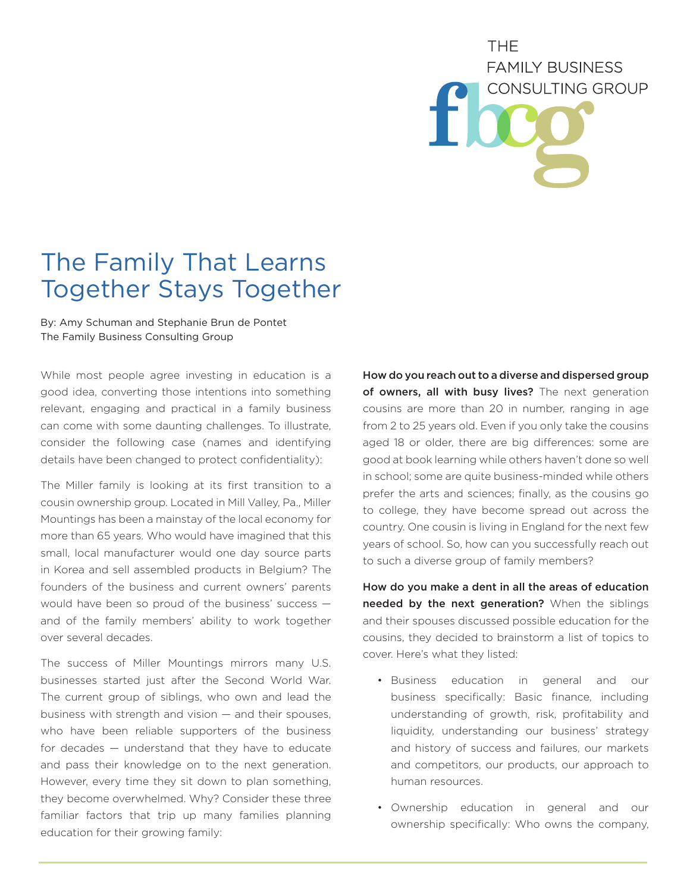THE FAMILY BUSINESS CONSULTING GROUP

# The Family That Learns Together Stays Together

By: Amy Schuman and Stephanie Brun de Pontet
The Family Business Consulting Group

While most people agree investing in education is a good idea, converting those intentions into something relevant, engaging and practical in a family business can come with some daunting challenges. To illustrate, consider the following case (names and identifying details have been changed to protect confidentiality):

The Miller family is looking at its first transition to a cousin ownership group. Located in Mill Valley, Pa., Miller Mountings has been a mainstay of the local economy for more than 65 years. Who would have imagined that this small, local manufacturer would one day source parts in Korea and sell assembled products in Belgium? The founders of the business and current owners' parents would have been so proud of the business' success — and of the family members' ability to work together over several decades.

The success of Miller Mountings mirrors many U.S. businesses started just after the Second World War. The current group of siblings, who own and lead the business with strength and vision — and their spouses, who have been reliable supporters of the business for decades — understand that they have to educate and pass their knowledge on to the next generation. However, every time they sit down to plan something, they become overwhelmed. Why? Consider these three familiar factors that trip up many families planning education for their growing family:

**How do you reach out to a diverse and dispersed group of owners, all with busy lives?** The next generation cousins are more than 20 in number, ranging in age from 2 to 25 years old. Even if you only take the cousins aged 18 or older, there are big differences: some are good at book learning while others haven't done so well in school; some are quite business-minded while others prefer the arts and sciences; finally, as the cousins go to college, they have become spread out across the country. One cousin is living in England for the next few years of school. So, how can you successfully reach out to such a diverse group of family members?

**How do you make a dent in all the areas of education needed by the next generation?** When the siblings and their spouses discussed possible education for the cousins, they decided to brainstorm a list of topics to cover. Here's what they listed:

- Business education in general and our business specifically: Basic finance, including understanding of growth, risk, profitability and liquidity, understanding our business' strategy and history of success and failures, our markets and competitors, our products, our approach to human resources.
- Ownership education in general and our ownership specifically: Who owns the company,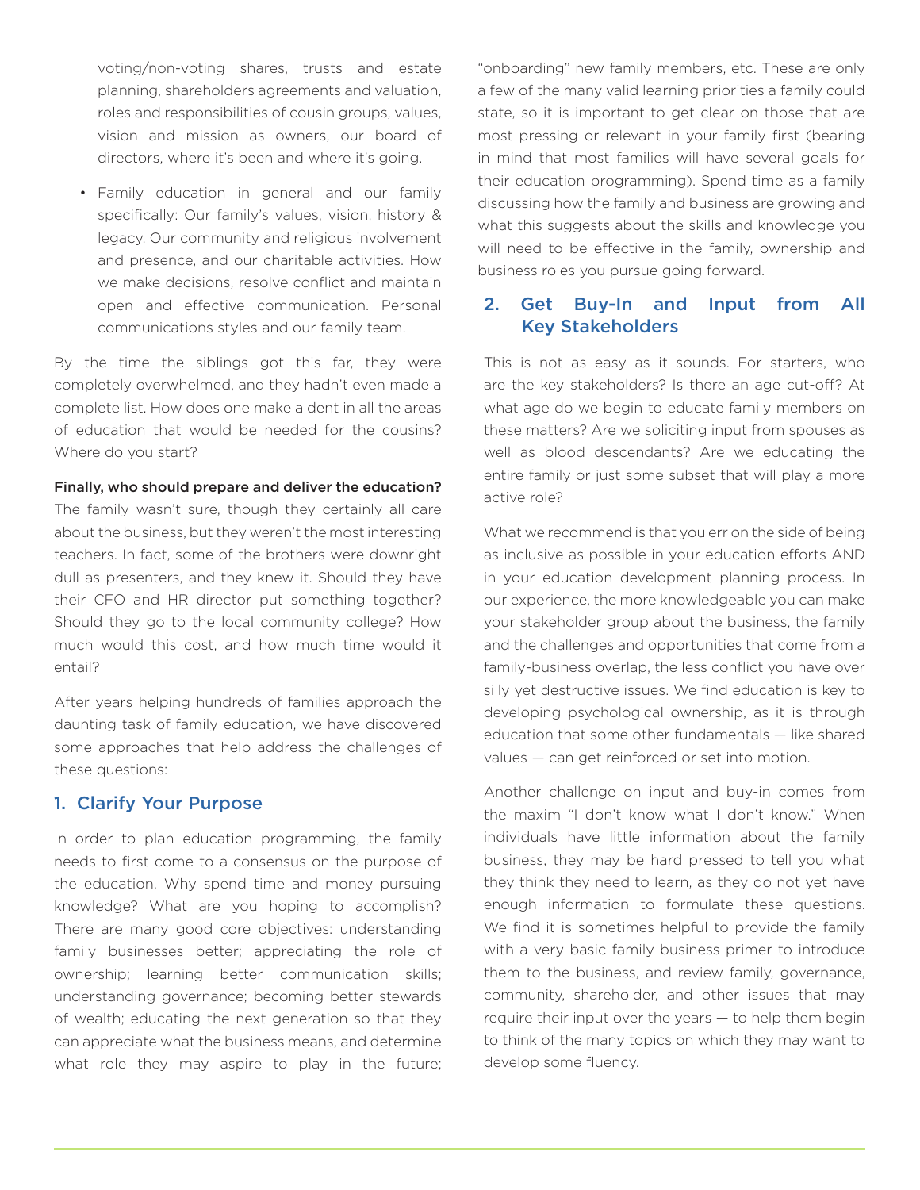voting/non-voting shares, trusts and estate planning, shareholders agreements and valuation, roles and responsibilities of cousin groups, values, vision and mission as owners, our board of directors, where it's been and where it's going.

- Family education in general and our family specifically: Our family's values, vision, history & legacy. Our community and religious involvement and presence, and our charitable activities. How we make decisions, resolve conflict and maintain open and effective communication. Personal communications styles and our family team.

By the time the siblings got this far, they were completely overwhelmed, and they hadn't even made a complete list. How does one make a dent in all the areas of education that would be needed for the cousins? Where do you start?

**Finally, who should prepare and deliver the education?** The family wasn't sure, though they certainly all care about the business, but they weren't the most interesting teachers. In fact, some of the brothers were downright dull as presenters, and they knew it. Should they have their CFO and HR director put something together? Should they go to the local community college? How much would this cost, and how much time would it entail?

After years helping hundreds of families approach the daunting task of family education, we have discovered some approaches that help address the challenges of these questions:

## 1. Clarify Your Purpose

In order to plan education programming, the family needs to first come to a consensus on the purpose of the education. Why spend time and money pursuing knowledge? What are you hoping to accomplish? There are many good core objectives: understanding family businesses better; appreciating the role of ownership; learning better communication skills; understanding governance; becoming better stewards of wealth; educating the next generation so that they can appreciate what the business means, and determine what role they may aspire to play in the future; "onboarding" new family members, etc. These are only a few of the many valid learning priorities a family could state, so it is important to get clear on those that are most pressing or relevant in your family first (bearing in mind that most families will have several goals for their education programming). Spend time as a family discussing how the family and business are growing and what this suggests about the skills and knowledge you will need to be effective in the family, ownership and business roles you pursue going forward.

## 2. Get Buy-In and Input from All Key Stakeholders

This is not as easy as it sounds. For starters, who are the key stakeholders? Is there an age cut-off? At what age do we begin to educate family members on these matters? Are we soliciting input from spouses as well as blood descendants? Are we educating the entire family or just some subset that will play a more active role?

What we recommend is that you err on the side of being as inclusive as possible in your education efforts AND in your education development planning process. In our experience, the more knowledgeable you can make your stakeholder group about the business, the family and the challenges and opportunities that come from a family-business overlap, the less conflict you have over silly yet destructive issues. We find education is key to developing psychological ownership, as it is through education that some other fundamentals — like shared values — can get reinforced or set into motion.

Another challenge on input and buy-in comes from the maxim "I don't know what I don't know." When individuals have little information about the family business, they may be hard pressed to tell you what they think they need to learn, as they do not yet have enough information to formulate these questions. We find it is sometimes helpful to provide the family with a very basic family business primer to introduce them to the business, and review family, governance, community, shareholder, and other issues that may require their input over the years — to help them begin to think of the many topics on which they may want to develop some fluency.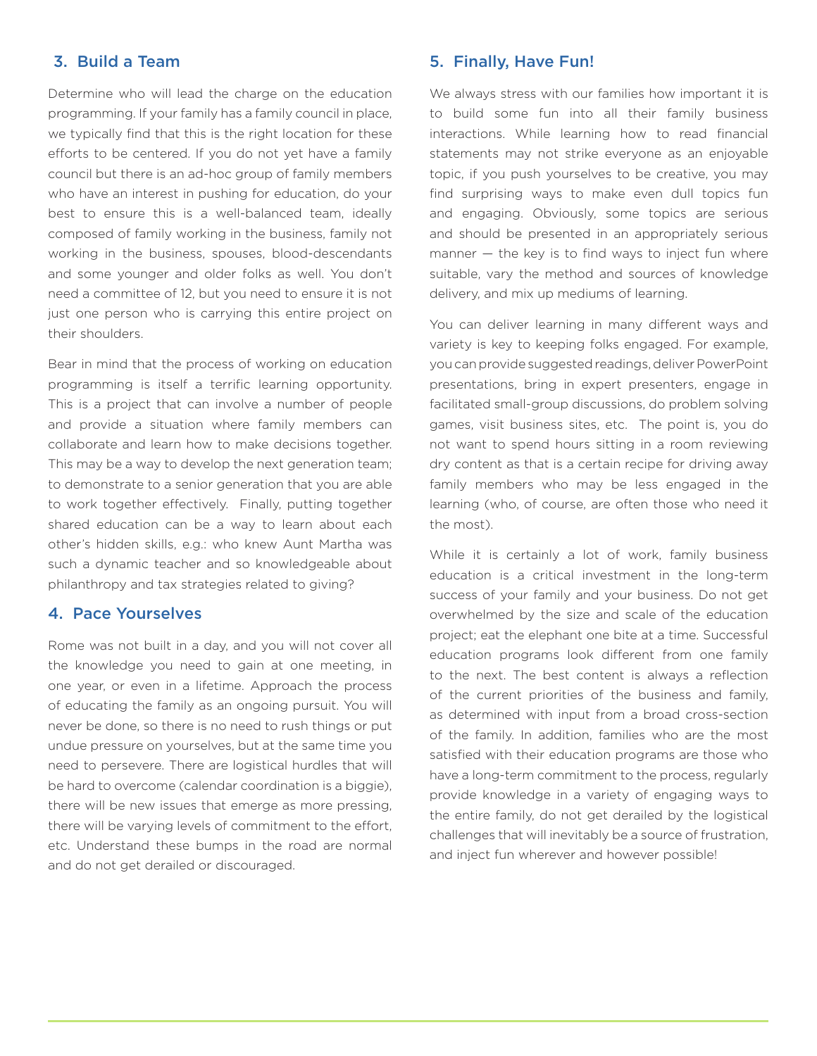## 3. Build a Team

Determine who will lead the charge on the education programming. If your family has a family council in place, we typically find that this is the right location for these efforts to be centered. If you do not yet have a family council but there is an ad-hoc group of family members who have an interest in pushing for education, do your best to ensure this is a well-balanced team, ideally composed of family working in the business, family not working in the business, spouses, blood-descendants and some younger and older folks as well. You don't need a committee of 12, but you need to ensure it is not just one person who is carrying this entire project on their shoulders.

Bear in mind that the process of working on education programming is itself a terrific learning opportunity. This is a project that can involve a number of people and provide a situation where family members can collaborate and learn how to make decisions together. This may be a way to develop the next generation team; to demonstrate to a senior generation that you are able to work together effectively. Finally, putting together shared education can be a way to learn about each other's hidden skills, e.g.: who knew Aunt Martha was such a dynamic teacher and so knowledgeable about philanthropy and tax strategies related to giving?

## 4. Pace Yourselves

Rome was not built in a day, and you will not cover all the knowledge you need to gain at one meeting, in one year, or even in a lifetime. Approach the process of educating the family as an ongoing pursuit. You will never be done, so there is no need to rush things or put undue pressure on yourselves, but at the same time you need to persevere. There are logistical hurdles that will be hard to overcome (calendar coordination is a biggie), there will be new issues that emerge as more pressing, there will be varying levels of commitment to the effort, etc. Understand these bumps in the road are normal and do not get derailed or discouraged.

## 5. Finally, Have Fun!

We always stress with our families how important it is to build some fun into all their family business interactions. While learning how to read financial statements may not strike everyone as an enjoyable topic, if you push yourselves to be creative, you may find surprising ways to make even dull topics fun and engaging. Obviously, some topics are serious and should be presented in an appropriately serious manner — the key is to find ways to inject fun where suitable, vary the method and sources of knowledge delivery, and mix up mediums of learning.

You can deliver learning in many different ways and variety is key to keeping folks engaged. For example, you can provide suggested readings, deliver PowerPoint presentations, bring in expert presenters, engage in facilitated small-group discussions, do problem solving games, visit business sites, etc. The point is, you do not want to spend hours sitting in a room reviewing dry content as that is a certain recipe for driving away family members who may be less engaged in the learning (who, of course, are often those who need it the most).

While it is certainly a lot of work, family business education is a critical investment in the long-term success of your family and your business. Do not get overwhelmed by the size and scale of the education project; eat the elephant one bite at a time. Successful education programs look different from one family to the next. The best content is always a reflection of the current priorities of the business and family, as determined with input from a broad cross-section of the family. In addition, families who are the most satisfied with their education programs are those who have a long-term commitment to the process, regularly provide knowledge in a variety of engaging ways to the entire family, do not get derailed by the logistical challenges that will inevitably be a source of frustration, and inject fun wherever and however possible!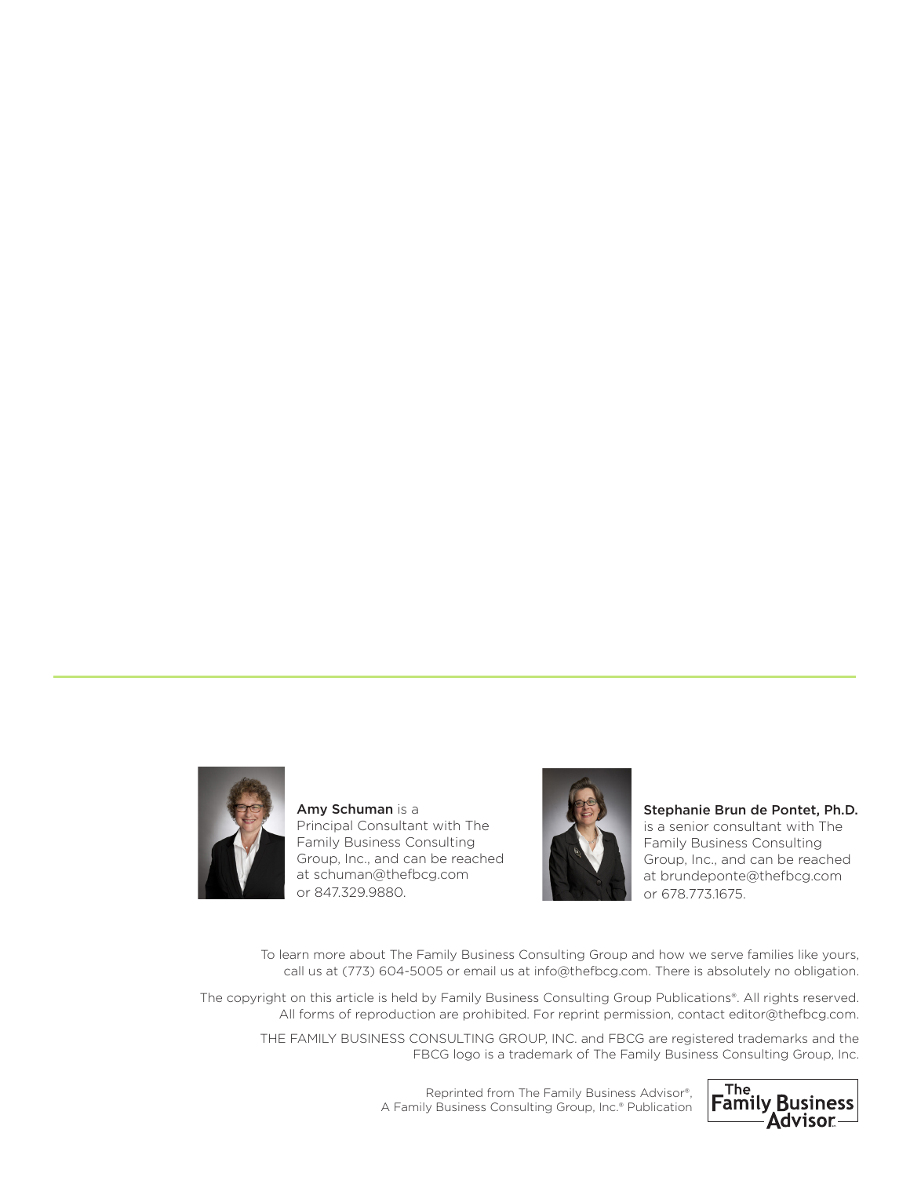**Amy Schuman** is a Principal Consultant with The Family Business Consulting Group, Inc., and can be reached at schuman@thefbcg.com or 847.329.9880.

**Stephanie Brun de Pontet, Ph.D.** is a senior consultant with The Family Business Consulting Group, Inc., and can be reached at brundeponte@thefbcg.com or 678.773.1675.

To learn more about The Family Business Consulting Group and how we serve families like yours, call us at (773) 604-5005 or email us at info@thefbcg.com. There is absolutely no obligation.

The copyright on this article is held by Family Business Consulting Group Publications®. All rights reserved. All forms of reproduction are prohibited. For reprint permission, contact editor@thefbcg.com.

THE FAMILY BUSINESS CONSULTING GROUP, INC. and FBCG are registered trademarks and the FBCG logo is a trademark of The Family Business Consulting Group, Inc.

Reprinted from The Family Business Advisor®, A Family Business Consulting Group, Inc.® Publication

The Family Business Advisor